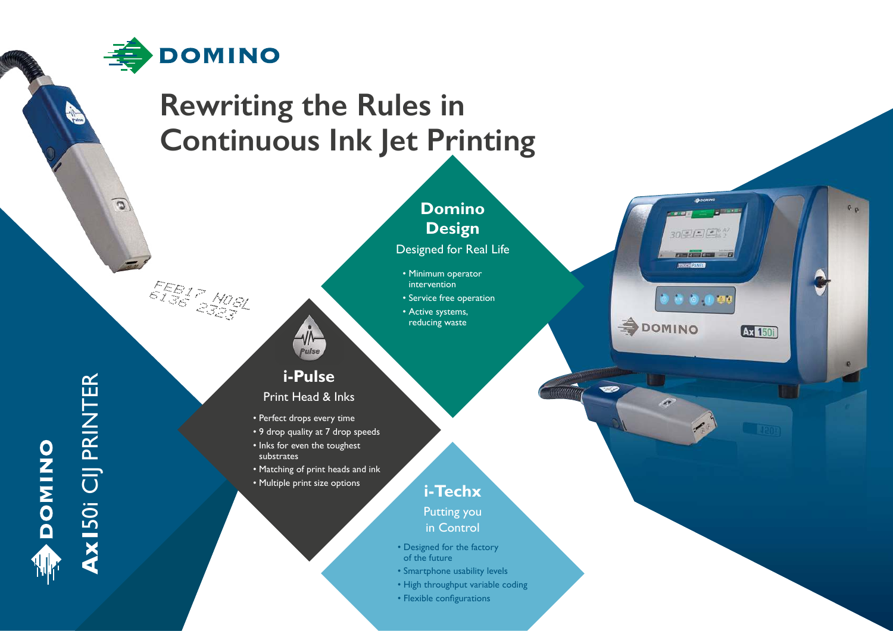# Rewriting the Rules in Continuous Ink Jet Printing

**Ax150i CIJ PRINTER**

## Domino Design

Designed for Real Life

- Minimum operator intervention
- Service free operation
- Active systems, reducing waste

## i-Pulse

Print Head & Inks

- Perfect drops every time
- 9 drop quality at 7 drop speeds
- Inks for even the toughest substrates
- Matching of print heads and ink
- Multiple print size options

## i-Techx

Putting you in Control

- Designed for the factory of the future
- Smartphone usability levels
- High throughput variable coding
- Flexible configurations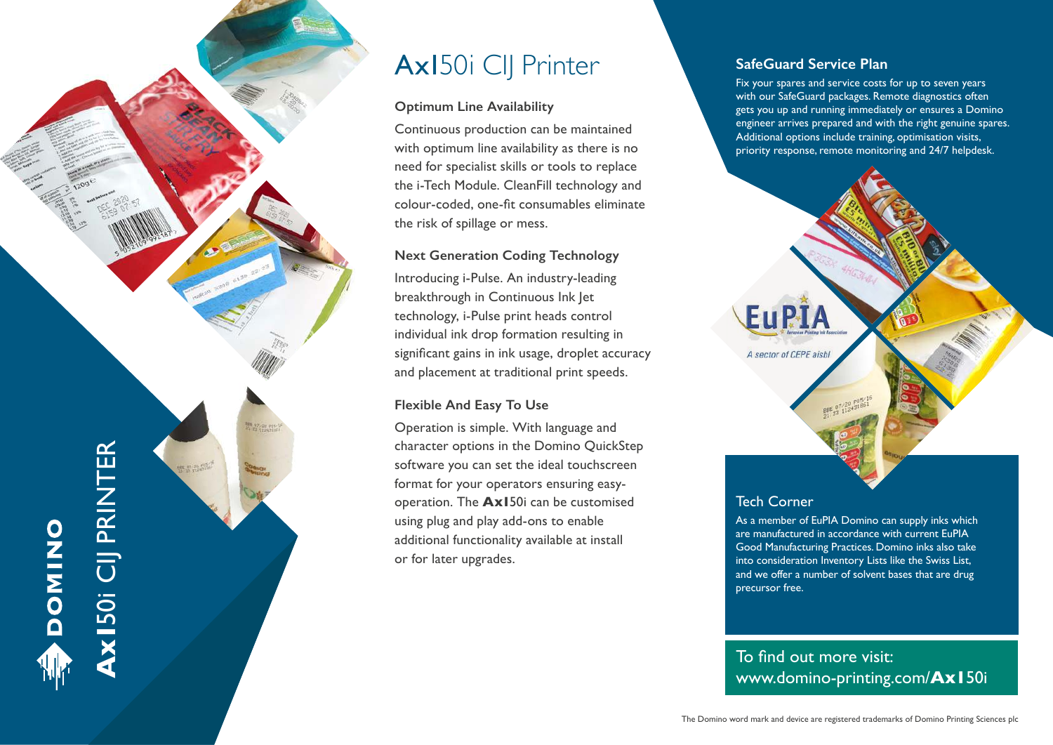# **Ax1**50i CIJ Printer

### Optimum Line Availability

Continuous production can be maintained with optimum line availability as there is no need for specialist skills or tools to replace the i-Tech Module. CleanFill technology and colour-coded, one-fit consumables eliminate the risk of spillage or mess.

### Next Generation Coding Technology

Introducing i-Pulse. An industry-leading breakthrough in Continuous Ink Jet technology, i-Pulse print heads control individual ink drop formation resulting in significant gains in ink usage, droplet accuracy and placement at traditional print speeds.

### Flexible And Easy To Use

Operation is simple. With language and character options in the Domino QuickStep software you can set the ideal touchscreen format for your operators ensuring easy-operation. The **Ax1**50i can be customised using plug and play add-ons to enable additional functionality available at install or for later upgrades.

### SafeGuard Service Plan

Fix your spares and service costs for up to seven years with our SafeGuard packages. Remote diagnostics often gets you up and running immediately or ensures a Domino engineer arrives prepared and with the right genuine spares. Additional options include training, optimisation visits, priority response, remote monitoring and 24/7 helpdesk.

EuPIA
European Printing Ink Association
A sector of CEPE aisbl

### Tech Corner

As a member of EuPIA Domino can supply inks which are manufactured in accordance with current EuPIA Good Manufacturing Practices. Domino inks also take into consideration Inventory Lists like the Swiss List, and we offer a number of solvent bases that are drug precursor free.

To find out more visit:
www.domino-printing.com/**Ax1**50i

DOMINO

**Ax1**50i CIJ PRINTER

The Domino word mark and device are registered trademarks of Domino Printing Sciences plc